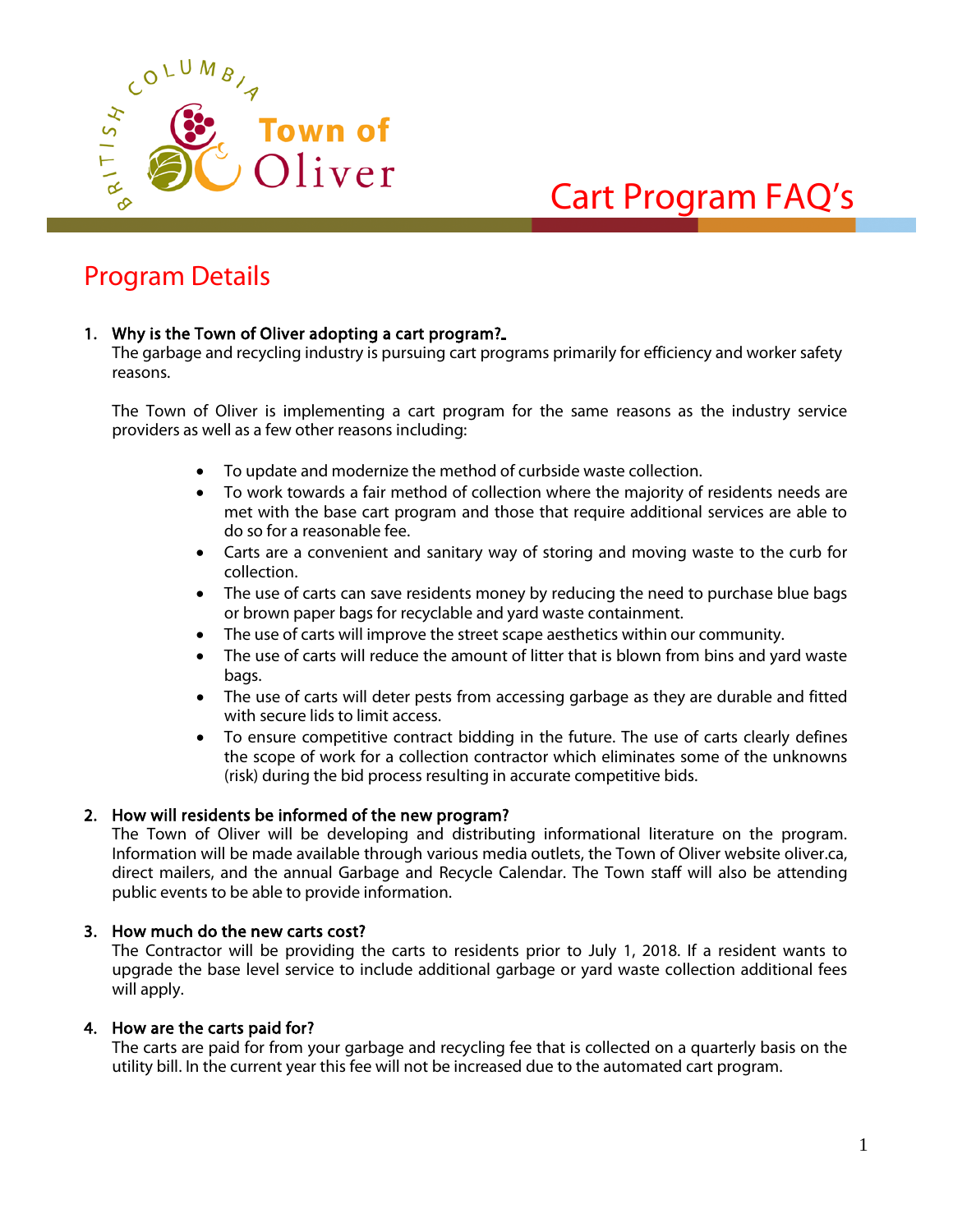# Cart Program FAQ's

## Program Details

1. **Why is the Town of Oliver adopting a cart program?**
   The garbage and recycling industry is pursuing cart programs primarily for efficiency and worker safety reasons.

   The Town of Oliver is implementing a cart program for the same reasons as the industry service providers as well as a few other reasons including:

   - To update and modernize the method of curbside waste collection.
   - To work towards a fair method of collection where the majority of residents needs are met with the base cart program and those that require additional services are able to do so for a reasonable fee.
   - Carts are a convenient and sanitary way of storing and moving waste to the curb for collection.
   - The use of carts can save residents money by reducing the need to purchase blue bags or brown paper bags for recyclable and yard waste containment.
   - The use of carts will improve the street scape aesthetics within our community.
   - The use of carts will reduce the amount of litter that is blown from bins and yard waste bags.
   - The use of carts will deter pests from accessing garbage as they are durable and fitted with secure lids to limit access.
   - To ensure competitive contract bidding in the future. The use of carts clearly defines the scope of work for a collection contractor which eliminates some of the unknowns (risk) during the bid process resulting in accurate competitive bids.

2. **How will residents be informed of the new program?**
   The Town of Oliver will be developing and distributing informational literature on the program. Information will be made available through various media outlets, the Town of Oliver website oliver.ca, direct mailers, and the annual Garbage and Recycle Calendar. The Town staff will also be attending public events to be able to provide information.

3. **How much do the new carts cost?**
   The Contractor will be providing the carts to residents prior to July 1, 2018. If a resident wants to upgrade the base level service to include additional garbage or yard waste collection additional fees will apply.

4. **How are the carts paid for?**
   The carts are paid for from your garbage and recycling fee that is collected on a quarterly basis on the utility bill. In the current year this fee will not be increased due to the automated cart program.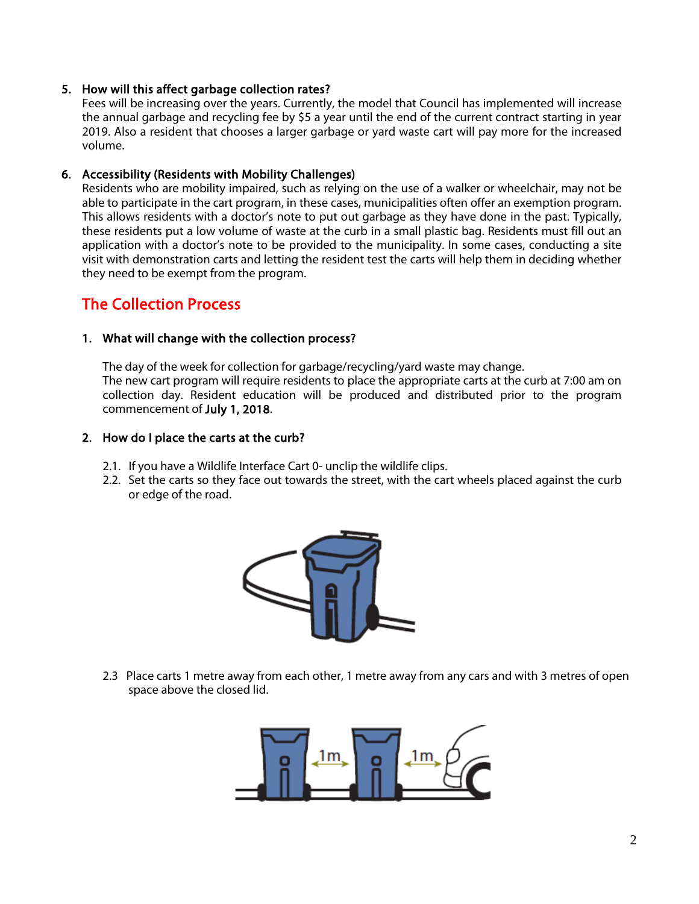5. **How will this affect garbage collection rates?**
   Fees will be increasing over the years. Currently, the model that Council has implemented will increase the annual garbage and recycling fee by $5 a year until the end of the current contract starting in year 2019. Also a resident that chooses a larger garbage or yard waste cart will pay more for the increased volume.

6. **Accessibility (Residents with Mobility Challenges)**
   Residents who are mobility impaired, such as relying on the use of a walker or wheelchair, may not be able to participate in the cart program, in these cases, municipalities often offer an exemption program. This allows residents with a doctor's note to put out garbage as they have done in the past. Typically, these residents put a low volume of waste at the curb in a small plastic bag. Residents must fill out an application with a doctor's note to be provided to the municipality. In some cases, conducting a site visit with demonstration carts and letting the resident test the carts will help them in deciding whether they need to be exempt from the program.

## The Collection Process

1. **What will change with the collection process?**

   The day of the week for collection for garbage/recycling/yard waste may change.
   The new cart program will require residents to place the appropriate carts at the curb at 7:00 am on collection day. Resident education will be produced and distributed prior to the program commencement of **July 1, 2018**.

2. **How do I place the carts at the curb?**

   2.1. If you have a Wildlife Interface Cart 0- unclip the wildlife clips.
   2.2. Set the carts so they face out towards the street, with the cart wheels placed against the curb or edge of the road.

   2.3 Place carts 1 metre away from each other, 1 metre away from any cars and with 3 metres of open space above the closed lid.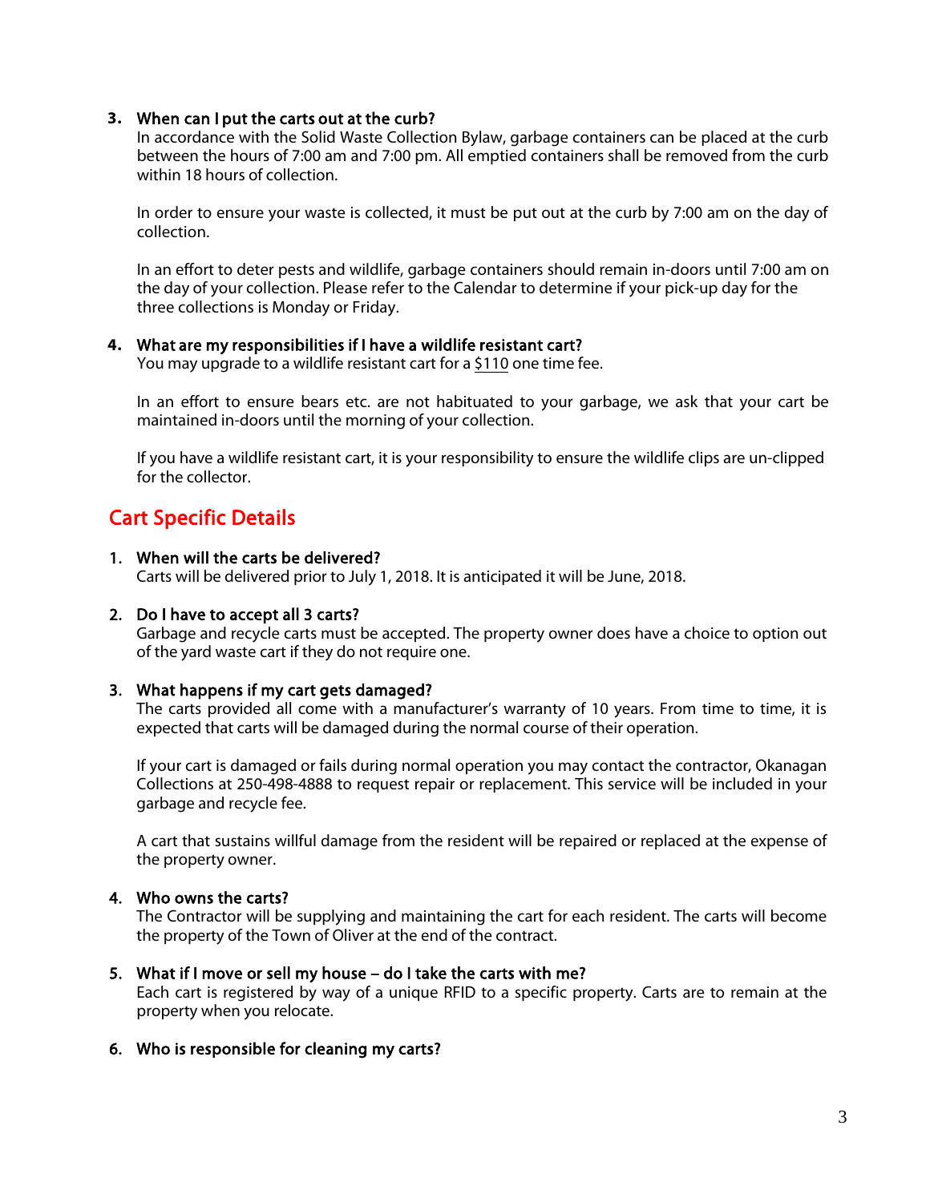3. **When can I put the carts out at the curb?**

   In accordance with the Solid Waste Collection Bylaw, garbage containers can be placed at the curb between the hours of 7:00 am and 7:00 pm. All emptied containers shall be removed from the curb within 18 hours of collection.

   In order to ensure your waste is collected, it must be put out at the curb by 7:00 am on the day of collection.

   In an effort to deter pests and wildlife, garbage containers should remain in-doors until 7:00 am on the day of your collection. Please refer to the Calendar to determine if your pick-up day for the three collections is Monday or Friday.

4. **What are my responsibilities if I have a wildlife resistant cart?**

   You may upgrade to a wildlife resistant cart for a $110 one time fee.

   In an effort to ensure bears etc. are not habituated to your garbage, we ask that your cart be maintained in-doors until the morning of your collection.

   If you have a wildlife resistant cart, it is your responsibility to ensure the wildlife clips are un-clipped for the collector.

## Cart Specific Details

1. **When will the carts be delivered?**

   Carts will be delivered prior to July 1, 2018. It is anticipated it will be June, 2018.

2. **Do I have to accept all 3 carts?**

   Garbage and recycle carts must be accepted. The property owner does have a choice to option out of the yard waste cart if they do not require one.

3. **What happens if my cart gets damaged?**

   The carts provided all come with a manufacturer's warranty of 10 years. From time to time, it is expected that carts will be damaged during the normal course of their operation.

   If your cart is damaged or fails during normal operation you may contact the contractor, Okanagan Collections at 250-498-4888 to request repair or replacement. This service will be included in your garbage and recycle fee.

   A cart that sustains willful damage from the resident will be repaired or replaced at the expense of the property owner.

4. **Who owns the carts?**

   The Contractor will be supplying and maintaining the cart for each resident. The carts will become the property of the Town of Oliver at the end of the contract.

5. **What if I move or sell my house – do I take the carts with me?**

   Each cart is registered by way of a unique RFID to a specific property. Carts are to remain at the property when you relocate.

6. **Who is responsible for cleaning my carts?**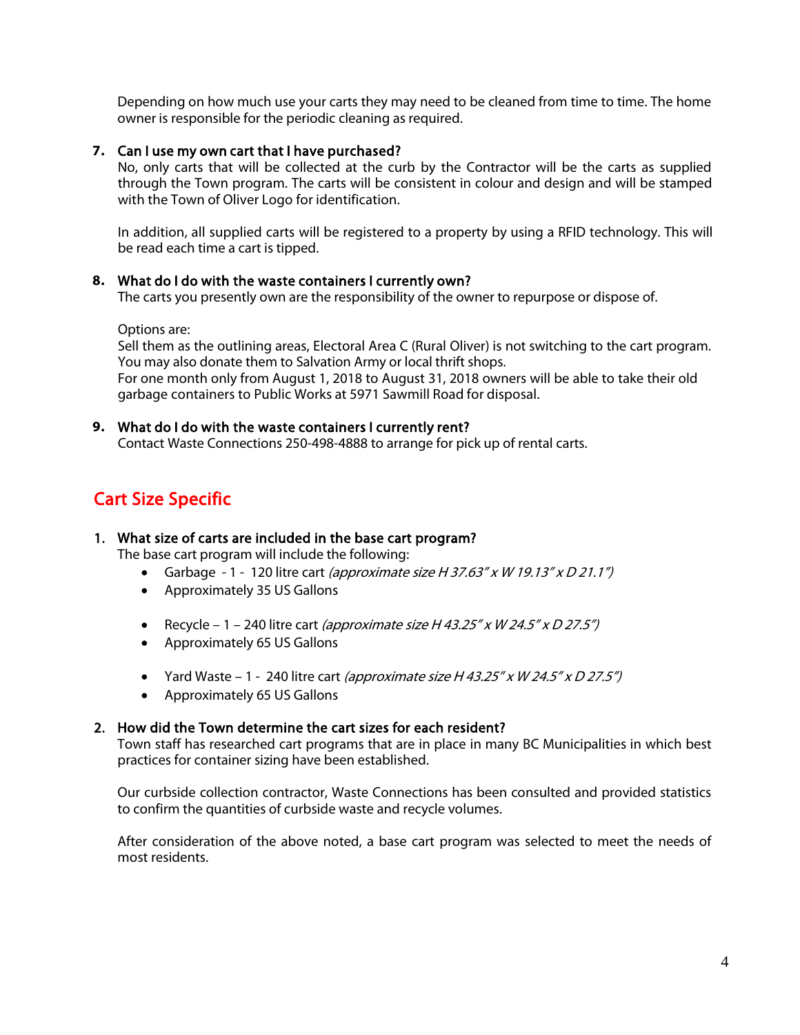Depending on how much use your carts they may need to be cleaned from time to time. The home owner is responsible for the periodic cleaning as required.

7. **Can I use my own cart that I have purchased?**
   No, only carts that will be collected at the curb by the Contractor will be the carts as supplied through the Town program. The carts will be consistent in colour and design and will be stamped with the Town of Oliver Logo for identification.

   In addition, all supplied carts will be registered to a property by using a RFID technology. This will be read each time a cart is tipped.

8. **What do I do with the waste containers I currently own?**
   The carts you presently own are the responsibility of the owner to repurpose or dispose of.

   Options are:
   Sell them as the outlining areas, Electoral Area C (Rural Oliver) is not switching to the cart program. You may also donate them to Salvation Army or local thrift shops.
   For one month only from August 1, 2018 to August 31, 2018 owners will be able to take their old garbage containers to Public Works at 5971 Sawmill Road for disposal.

9. **What do I do with the waste containers I currently rent?**
   Contact Waste Connections 250-498-4888 to arrange for pick up of rental carts.

## Cart Size Specific

1. **What size of carts are included in the base cart program?**
   The base cart program will include the following:
   - Garbage - 1 - 120 litre cart *(approximate size H 37.63" x W 19.13" x D 21.1")*
   - Approximately 35 US Gallons

   - Recycle – 1 – 240 litre cart *(approximate size H 43.25" x W 24.5" x D 27.5")*
   - Approximately 65 US Gallons

   - Yard Waste – 1 - 240 litre cart *(approximate size H 43.25" x W 24.5" x D 27.5")*
   - Approximately 65 US Gallons

2. **How did the Town determine the cart sizes for each resident?**
   Town staff has researched cart programs that are in place in many BC Municipalities in which best practices for container sizing have been established.

   Our curbside collection contractor, Waste Connections has been consulted and provided statistics to confirm the quantities of curbside waste and recycle volumes.

   After consideration of the above noted, a base cart program was selected to meet the needs of most residents.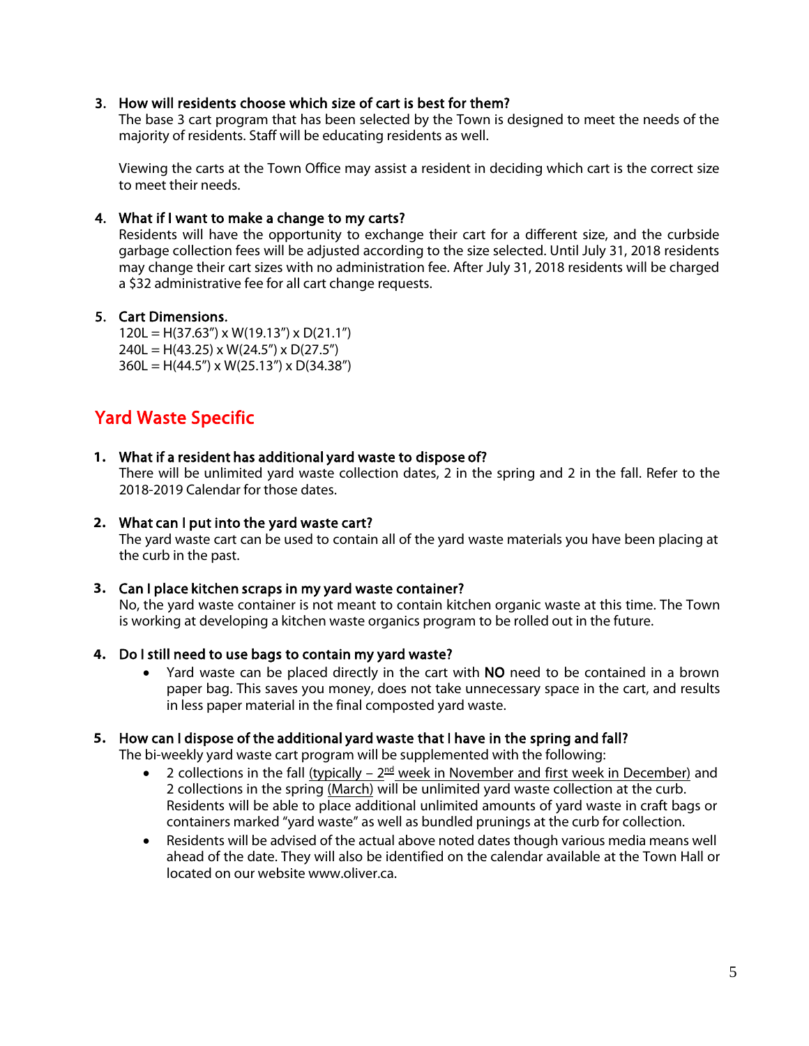3. **How will residents choose which size of cart is best for them?**
   The base 3 cart program that has been selected by the Town is designed to meet the needs of the majority of residents. Staff will be educating residents as well.

   Viewing the carts at the Town Office may assist a resident in deciding which cart is the correct size to meet their needs.

4. **What if I want to make a change to my carts?**
   Residents will have the opportunity to exchange their cart for a different size, and the curbside garbage collection fees will be adjusted according to the size selected. Until July 31, 2018 residents may change their cart sizes with no administration fee. After July 31, 2018 residents will be charged a $32 administrative fee for all cart change requests.

5. **Cart Dimensions.**
   120L = H(37.63") x W(19.13") x D(21.1")
   240L = H(43.25) x W(24.5") x D(27.5")
   360L = H(44.5") x W(25.13") x D(34.38")

## Yard Waste Specific

1. **What if a resident has additional yard waste to dispose of?**
   There will be unlimited yard waste collection dates, 2 in the spring and 2 in the fall. Refer to the 2018-2019 Calendar for those dates.

2. **What can I put into the yard waste cart?**
   The yard waste cart can be used to contain all of the yard waste materials you have been placing at the curb in the past.

3. **Can I place kitchen scraps in my yard waste container?**
   No, the yard waste container is not meant to contain kitchen organic waste at this time. The Town is working at developing a kitchen waste organics program to be rolled out in the future.

4. **Do I still need to use bags to contain my yard waste?**
   - Yard waste can be placed directly in the cart with **NO** need to be contained in a brown paper bag. This saves you money, does not take unnecessary space in the cart, and results in less paper material in the final composted yard waste.

5. **How can I dispose of the additional yard waste that I have in the spring and fall?**
   The bi-weekly yard waste cart program will be supplemented with the following:
   - 2 collections in the fall (typically – 2nd week in November and first week in December) and 2 collections in the spring (March) will be unlimited yard waste collection at the curb. Residents will be able to place additional unlimited amounts of yard waste in craft bags or containers marked "yard waste" as well as bundled prunings at the curb for collection.
   - Residents will be advised of the actual above noted dates though various media means well ahead of the date. They will also be identified on the calendar available at the Town Hall or located on our website www.oliver.ca.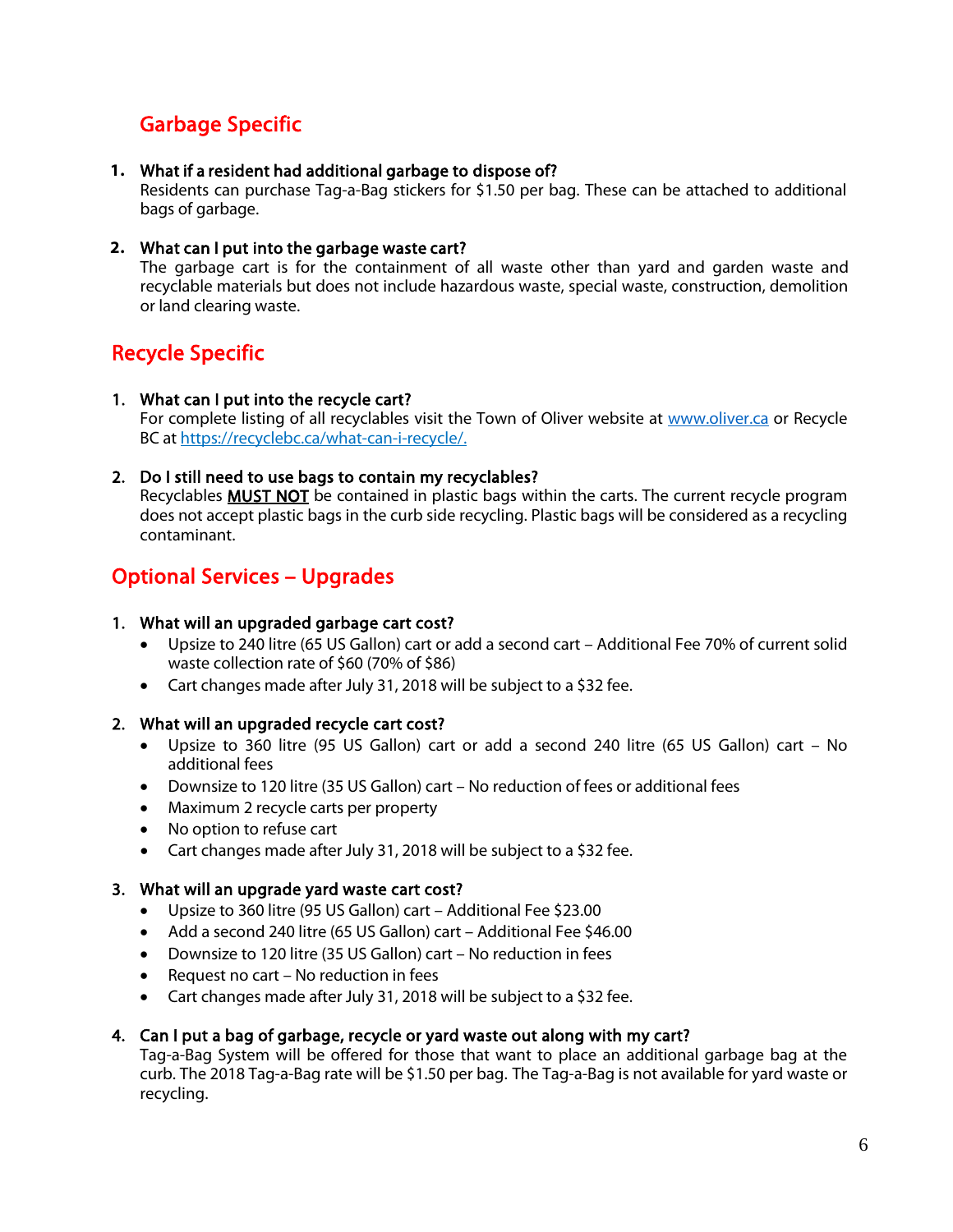## Garbage Specific

1. **What if a resident had additional garbage to dispose of?**
   Residents can purchase Tag-a-Bag stickers for $1.50 per bag. These can be attached to additional bags of garbage.

2. **What can I put into the garbage waste cart?**
   The garbage cart is for the containment of all waste other than yard and garden waste and recyclable materials but does not include hazardous waste, special waste, construction, demolition or land clearing waste.

## Recycle Specific

1. **What can I put into the recycle cart?**
   For complete listing of all recyclables visit the Town of Oliver website at [www.oliver.ca](www.oliver.ca) or Recycle BC at [https://recyclebc.ca/what-can-i-recycle/.](https://recyclebc.ca/what-can-i-recycle/)

2. **Do I still need to use bags to contain my recyclables?**
   Recyclables **MUST NOT** be contained in plastic bags within the carts. The current recycle program does not accept plastic bags in the curb side recycling. Plastic bags will be considered as a recycling contaminant.

## Optional Services – Upgrades

1. **What will an upgraded garbage cart cost?**
   - Upsize to 240 litre (65 US Gallon) cart or add a second cart – Additional Fee 70% of current solid waste collection rate of $60 (70% of $86)
   - Cart changes made after July 31, 2018 will be subject to a $32 fee.

2. **What will an upgraded recycle cart cost?**
   - Upsize to 360 litre (95 US Gallon) cart or add a second 240 litre (65 US Gallon) cart – No additional fees
   - Downsize to 120 litre (35 US Gallon) cart – No reduction of fees or additional fees
   - Maximum 2 recycle carts per property
   - No option to refuse cart
   - Cart changes made after July 31, 2018 will be subject to a $32 fee.

3. **What will an upgrade yard waste cart cost?**
   - Upsize to 360 litre (95 US Gallon) cart – Additional Fee $23.00
   - Add a second 240 litre (65 US Gallon) cart – Additional Fee $46.00
   - Downsize to 120 litre (35 US Gallon) cart – No reduction in fees
   - Request no cart – No reduction in fees
   - Cart changes made after July 31, 2018 will be subject to a $32 fee.

4. **Can I put a bag of garbage, recycle or yard waste out along with my cart?**
   Tag-a-Bag System will be offered for those that want to place an additional garbage bag at the curb. The 2018 Tag-a-Bag rate will be $1.50 per bag. The Tag-a-Bag is not available for yard waste or recycling.